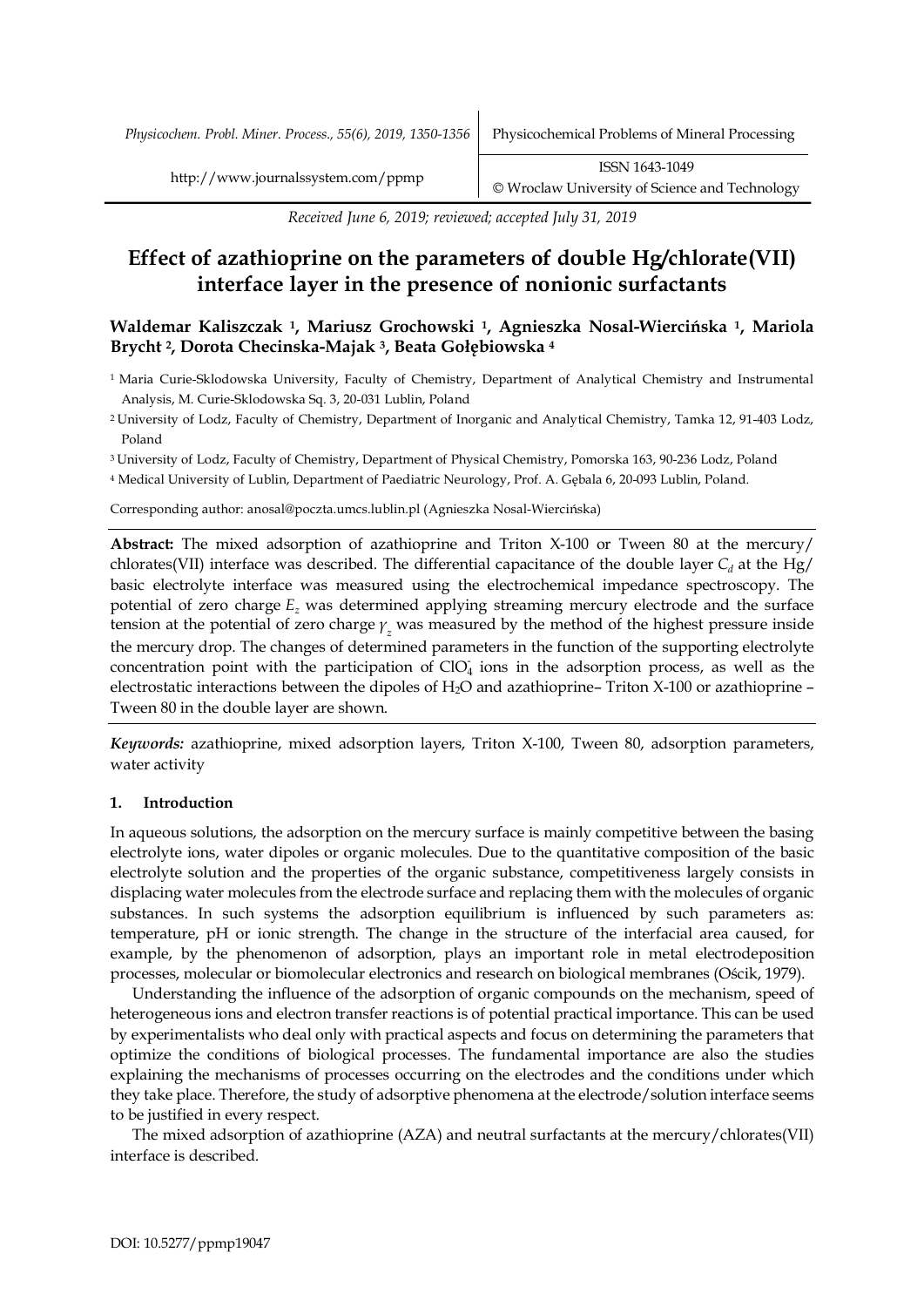Received June 6, 2019; reviewed; accepted July 31, 2019

# Effect of azathioprine on the parameters of double Hg/chlorate(VII) interface layer in the presence of nonionic surfactants

**Waldemar Kaliszczak [1], Mariusz Grochowski [1], Agnieszka Nosal-Wiercińska [1], Mariola Brycht [2], Dorota Checinska-Majak [3], Beata Gołębiowska [4]**

[1] Maria Curie-Sklodowska University, Faculty of Chemistry, Department of Analytical Chemistry and Instrumental Analysis, M. Curie-Sklodowska Sq. 3, 20-031 Lublin, Poland

[2] University of Lodz, Faculty of Chemistry, Department of Inorganic and Analytical Chemistry, Tamka 12, 91-403 Lodz, Poland

[3] University of Lodz, Faculty of Chemistry, Department of Physical Chemistry, Pomorska 163, 90-236 Lodz, Poland

[4] Medical University of Lublin, Department of Paediatric Neurology, Prof. A. Gębala 6, 20-093 Lublin, Poland.

Corresponding author: anosal@poczta.umcs.lublin.pl (Agnieszka Nosal-Wiercińska)

**Abstract:** The mixed adsorption of azathioprine and Triton X-100 or Tween 80 at the mercury/ chlorates(VII) interface was described. The differential capacitance of the double layer $C_d$ at the Hg/ basic electrolyte interface was measured using the electrochemical impedance spectroscopy. The potential of zero charge $E_z$ was determined applying streaming mercury electrode and the surface tension at the potential of zero charge $\gamma_z$ was measured by the method of the highest pressure inside the mercury drop. The changes of determined parameters in the function of the supporting electrolyte concentration point with the participation of $ClO_4^-$ ions in the adsorption process, as well as the electrostatic interactions between the dipoles of $H_2O$ and azathioprine– Triton X-100 or azathioprine – Tween 80 in the double layer are shown.

*Keywords:* azathioprine, mixed adsorption layers, Triton X-100, Tween 80, adsorption parameters, water activity

## 1. Introduction

In aqueous solutions, the adsorption on the mercury surface is mainly competitive between the basing electrolyte ions, water dipoles or organic molecules. Due to the quantitative composition of the basic electrolyte solution and the properties of the organic substance, competitiveness largely consists in displacing water molecules from the electrode surface and replacing them with the molecules of organic substances. In such systems the adsorption equilibrium is influenced by such parameters as: temperature, pH or ionic strength. The change in the structure of the interfacial area caused, for example, by the phenomenon of adsorption, plays an important role in metal electrodeposition processes, molecular or biomolecular electronics and research on biological membranes (Ościk, 1979).

Understanding the influence of the adsorption of organic compounds on the mechanism, speed of heterogeneous ions and electron transfer reactions is of potential practical importance. This can be used by experimentalists who deal only with practical aspects and focus on determining the parameters that optimize the conditions of biological processes. The fundamental importance are also the studies explaining the mechanisms of processes occurring on the electrodes and the conditions under which they take place. Therefore, the study of adsorptive phenomena at the electrode/solution interface seems to be justified in every respect.

The mixed adsorption of azathioprine (AZA) and neutral surfactants at the mercury/chlorates(VII) interface is described.

DOI: 10.5277/ppmp19047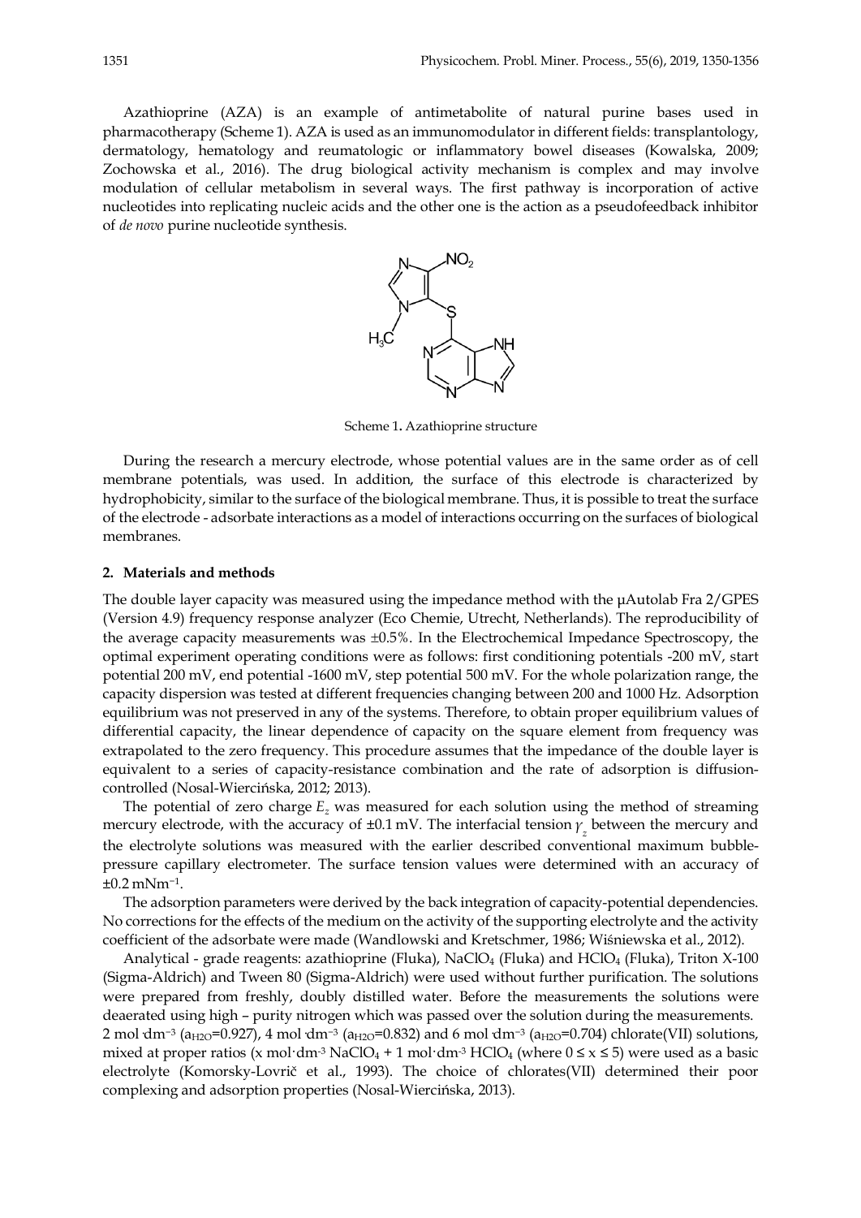Azathioprine (AZA) is an example of antimetabolite of natural purine bases used in pharmacotherapy (Scheme 1). AZA is used as an immunomodulator in different fields: transplantology, dermatology, hematology and reumatologic or inflammatory bowel diseases (Kowalska, 2009; Zochowska et al., 2016). The drug biological activity mechanism is complex and may involve modulation of cellular metabolism in several ways. The first pathway is incorporation of active nucleotides into replicating nucleic acids and the other one is the action as a pseudofeedback inhibitor of *de novo* purine nucleotide synthesis.

Scheme 1. Azathioprine structure

During the research a mercury electrode, whose potential values are in the same order as of cell membrane potentials, was used. In addition, the surface of this electrode is characterized by hydrophobicity, similar to the surface of the biological membrane. Thus, it is possible to treat the surface of the electrode - adsorbate interactions as a model of interactions occurring on the surfaces of biological membranes.

## 2. Materials and methods

The double layer capacity was measured using the impedance method with the µAutolab Fra 2/GPES (Version 4.9) frequency response analyzer (Eco Chemie, Utrecht, Netherlands). The reproducibility of the average capacity measurements was ±0.5%. In the Electrochemical Impedance Spectroscopy, the optimal experiment operating conditions were as follows: first conditioning potentials -200 mV, start potential 200 mV, end potential -1600 mV, step potential 500 mV. For the whole polarization range, the capacity dispersion was tested at different frequencies changing between 200 and 1000 Hz. Adsorption equilibrium was not preserved in any of the systems. Therefore, to obtain proper equilibrium values of differential capacity, the linear dependence of capacity on the square element from frequency was extrapolated to the zero frequency. This procedure assumes that the impedance of the double layer is equivalent to a series of capacity-resistance combination and the rate of adsorption is diffusion-controlled (Nosal-Wiercińska, 2012; 2013).

The potential of zero charge $E_z$ was measured for each solution using the method of streaming mercury electrode, with the accuracy of ±0.1 mV. The interfacial tension $\gamma_z$ between the mercury and the electrolyte solutions was measured with the earlier described conventional maximum bubble-pressure capillary electrometer. The surface tension values were determined with an accuracy of $\pm 0.2\ mNm^{-1}$.

The adsorption parameters were derived by the back integration of capacity-potential dependencies. No corrections for the effects of the medium on the activity of the supporting electrolyte and the activity coefficient of the adsorbate were made (Wandlowski and Kretschmer, 1986; Wiśniewska et al., 2012).

Analytical - grade reagents: azathioprine (Fluka), $NaClO_4$ (Fluka) and $HClO_4$ (Fluka), Triton X-100 (Sigma-Aldrich) and Tween 80 (Sigma-Aldrich) were used without further purification. The solutions were prepared from freshly, doubly distilled water. Before the measurements the solutions were deaerated using high – purity nitrogen which was passed over the solution during the measurements. 2 $mol\cdot dm^{-3}$ ($a_{H2O}$=0.927), 4 $mol\cdot dm^{-3}$ ($a_{H2O}$=0.832) and 6 $mol\cdot dm^{-3}$ ($a_{H2O}$=0.704) chlorate(VII) solutions, mixed at proper ratios (x $mol\cdot dm^{-3}$ $NaClO_4$ + 1 $mol\cdot dm^{-3}$ $HClO_4$ (where $0 \leq x \leq 5$) were used as a basic electrolyte (Komorsky-Lovrič et al., 1993). The choice of chlorates(VII) determined their poor complexing and adsorption properties (Nosal-Wiercińska, 2013).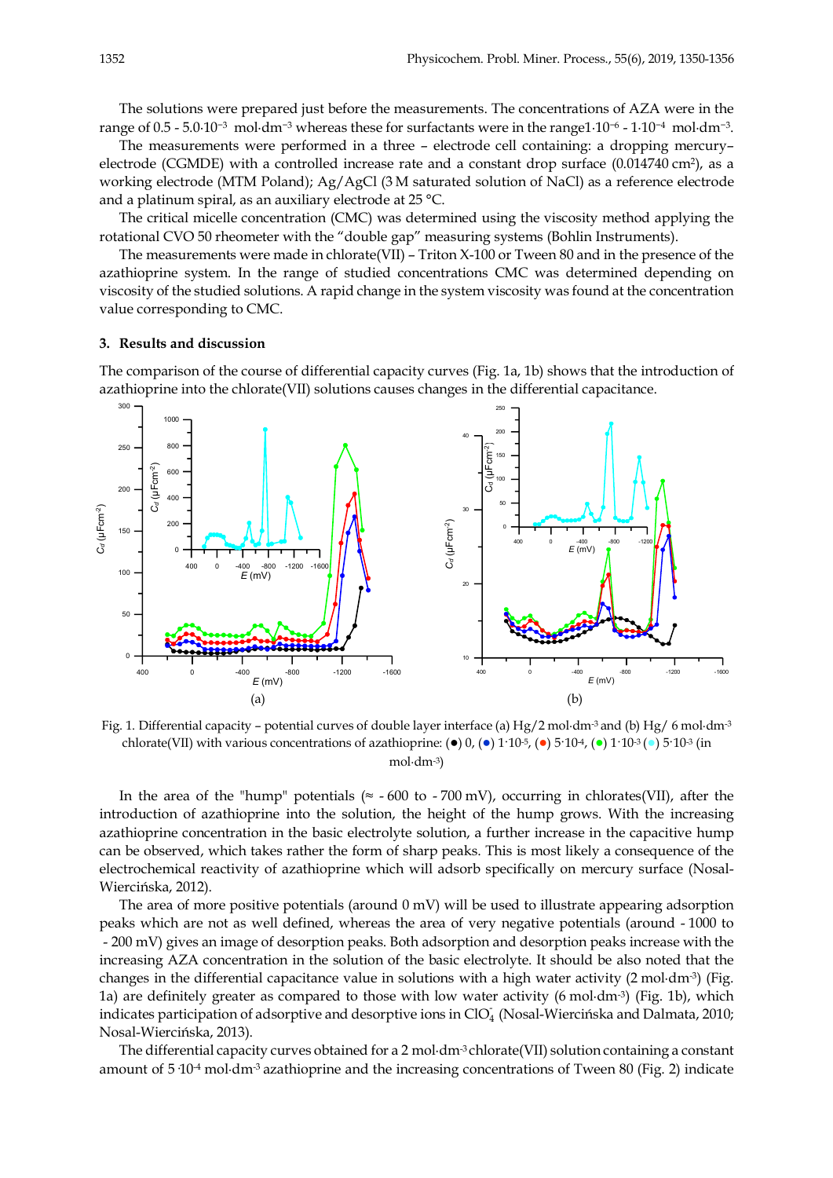The solutions were prepared just before the measurements. The concentrations of AZA were in the range of 0.5 - 5.0·10⁻³ mol·dm⁻³ whereas these for surfactants were in the range 1·10⁻⁶ - 1·10⁻⁴ mol·dm⁻³.

The measurements were performed in a three – electrode cell containing: a dropping mercury–electrode (CGMDE) with a controlled increase rate and a constant drop surface (0.014740 cm²), as a working electrode (MTM Poland); Ag/AgCl (3 M saturated solution of NaCl) as a reference electrode and a platinum spiral, as an auxiliary electrode at 25 °C.

The critical micelle concentration (CMC) was determined using the viscosity method applying the rotational CVO 50 rheometer with the "double gap" measuring systems (Bohlin Instruments).

The measurements were made in chlorate(VII) – Triton X-100 or Tween 80 and in the presence of the azathioprine system. In the range of studied concentrations CMC was determined depending on viscosity of the studied solutions. A rapid change in the system viscosity was found at the concentration value corresponding to CMC.

## 3. Results and discussion

The comparison of the course of differential capacity curves (Fig. 1a, 1b) shows that the introduction of azathioprine into the chlorate(VII) solutions causes changes in the differential capacitance.

Fig. 1. Differential capacity – potential curves of double layer interface (a) Hg/2 mol·dm⁻³ and (b) Hg/ 6 mol·dm⁻³ chlorate(VII) with various concentrations of azathioprine: (●) 0, (●) 1·10⁻⁵, (●) 5·10⁻⁴, (●) 1·10⁻³ (●) 5·10⁻³ (in mol·dm⁻³)

In the area of the "hump" potentials (≈ - 600 to - 700 mV), occurring in chlorates(VII), after the introduction of azathioprine into the solution, the height of the hump grows. With the increasing azathioprine concentration in the basic electrolyte solution, a further increase in the capacitive hump can be observed, which takes rather the form of sharp peaks. This is most likely a consequence of the electrochemical reactivity of azathioprine which will adsorb specifically on mercury surface (Nosal-Wiercińska, 2012).

The area of more positive potentials (around 0 mV) will be used to illustrate appearing adsorption peaks which are not as well defined, whereas the area of very negative potentials (around - 1000 to - 200 mV) gives an image of desorption peaks. Both adsorption and desorption peaks increase with the increasing AZA concentration in the solution of the basic electrolyte. It should be also noted that the changes in the differential capacitance value in solutions with a high water activity (2 mol·dm⁻³) (Fig. 1a) are definitely greater as compared to those with low water activity (6 mol·dm⁻³) (Fig. 1b), which indicates participation of adsorptive and desorptive ions in $ClO_4^-$ (Nosal-Wiercińska and Dalmata, 2010; Nosal-Wiercińska, 2013).

The differential capacity curves obtained for a 2 mol·dm⁻³ chlorate(VII) solution containing a constant amount of 5·10⁻⁴ mol·dm⁻³ azathioprine and the increasing concentrations of Tween 80 (Fig. 2) indicate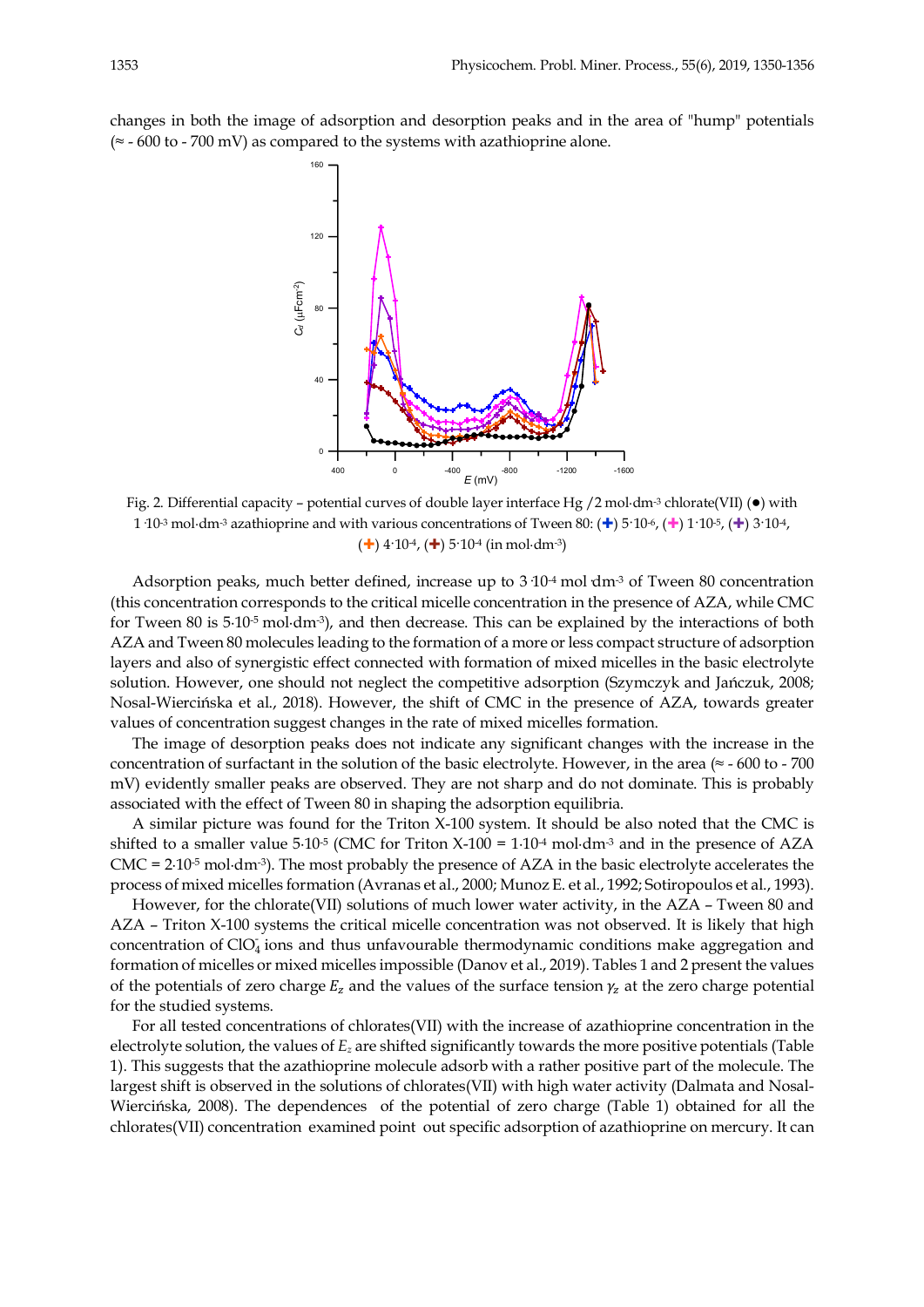changes in both the image of adsorption and desorption peaks and in the area of "hump" potentials (≈ - 600 to - 700 mV) as compared to the systems with azathioprine alone.

Fig. 2. Differential capacity – potential curves of double layer interface Hg /2 mol·dm$^{-3}$ chlorate(VII) (●) with 1·10$^{-3}$ mol·dm$^{-3}$ azathioprine and with various concentrations of Tween 80: (✚) 5·10$^{-6}$, (✚) 1·10$^{-5}$, (✚) 3·10$^{-4}$, (✚) 4·10$^{-4}$, (✚) 5·10$^{-4}$ (in mol·dm$^{-3}$)

Adsorption peaks, much better defined, increase up to 3·10$^{-4}$ mol·dm$^{-3}$ of Tween 80 concentration (this concentration corresponds to the critical micelle concentration in the presence of AZA, while CMC for Tween 80 is 5·10$^{-5}$ mol·dm$^{-3}$), and then decrease. This can be explained by the interactions of both AZA and Tween 80 molecules leading to the formation of a more or less compact structure of adsorption layers and also of synergistic effect connected with formation of mixed micelles in the basic electrolyte solution. However, one should not neglect the competitive adsorption (Szymczyk and Jańczuk, 2008; Nosal-Wiercińska et al., 2018). However, the shift of CMC in the presence of AZA, towards greater values of concentration suggest changes in the rate of mixed micelles formation.

The image of desorption peaks does not indicate any significant changes with the increase in the concentration of surfactant in the solution of the basic electrolyte. However, in the area (≈ - 600 to - 700 mV) evidently smaller peaks are observed. They are not sharp and do not dominate. This is probably associated with the effect of Tween 80 in shaping the adsorption equilibria.

A similar picture was found for the Triton X-100 system. It should be also noted that the CMC is shifted to a smaller value 5·10$^{-5}$ (CMC for Triton X-100 = 1·10$^{-4}$ mol·dm$^{-3}$ and in the presence of AZA CMC = 2·10$^{-5}$ mol·dm$^{-3}$). The most probably the presence of AZA in the basic electrolyte accelerates the process of mixed micelles formation (Avranas et al., 2000; Munoz E. et al., 1992; Sotiropoulos et al., 1993).

However, for the chlorate(VII) solutions of much lower water activity, in the AZA – Tween 80 and AZA – Triton X-100 systems the critical micelle concentration was not observed. It is likely that high concentration of $ClO_4^-$ ions and thus unfavourable thermodynamic conditions make aggregation and formation of micelles or mixed micelles impossible (Danov et al., 2019). Tables 1 and 2 present the values of the potentials of zero charge $E_z$ and the values of the surface tension $\gamma_z$ at the zero charge potential for the studied systems.

For all tested concentrations of chlorates(VII) with the increase of azathioprine concentration in the electrolyte solution, the values of $E_z$ are shifted significantly towards the more positive potentials (Table 1). This suggests that the azathioprine molecule adsorb with a rather positive part of the molecule. The largest shift is observed in the solutions of chlorates(VII) with high water activity (Dalmata and Nosal-Wiercińska, 2008). The dependences of the potential of zero charge (Table 1) obtained for all the chlorates(VII) concentration examined point out specific adsorption of azathioprine on mercury. It can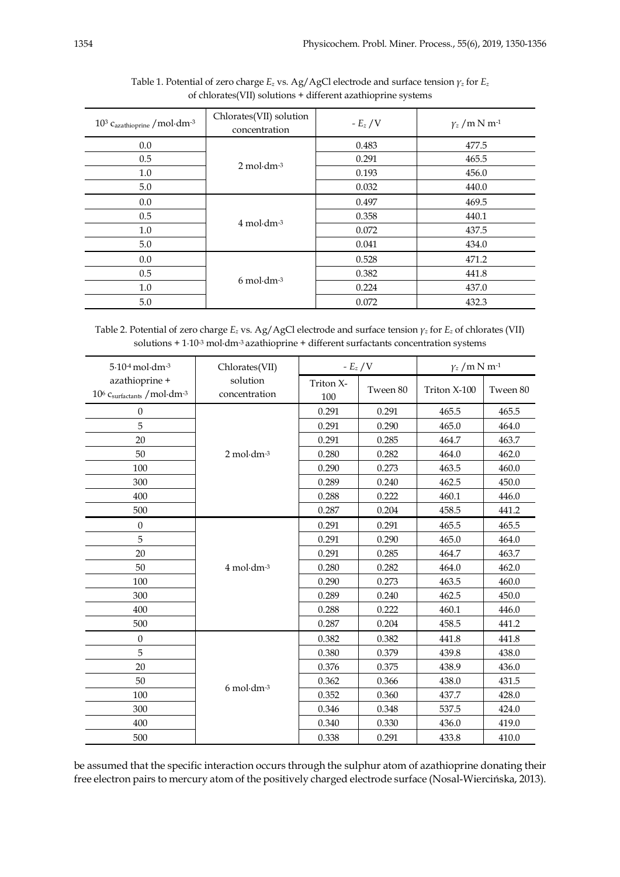Table 1. Potential of zero charge $E_z$ vs. Ag/AgCl electrode and surface tension $\gamma_z$ for $E_z$ of chlorates(VII) solutions + different azathioprine systems

| $10^3$ $c_{azathioprine}$ /mol·dm$^{-3}$ | Chlorates(VII) solution concentration | $-E_z$ /V | $\gamma_z$ /m N m$^{-1}$ |
|---|---|---|---|
| 0.0 | 2 mol·dm$^{-3}$ | 0.483 | 477.5 |
| 0.5 | | 0.291 | 465.5 |
| 1.0 | | 0.193 | 456.0 |
| 5.0 | | 0.032 | 440.0 |
| 0.0 | 4 mol·dm$^{-3}$ | 0.497 | 469.5 |
| 0.5 | | 0.358 | 440.1 |
| 1.0 | | 0.072 | 437.5 |
| 5.0 | | 0.041 | 434.0 |
| 0.0 | 6 mol·dm$^{-3}$ | 0.528 | 471.2 |
| 0.5 | | 0.382 | 441.8 |
| 1.0 | | 0.224 | 437.0 |
| 5.0 | | 0.072 | 432.3 |

Table 2. Potential of zero charge $E_z$ vs. Ag/AgCl electrode and surface tension $\gamma_z$ for $E_z$ of chlorates (VII) solutions + $1 \cdot 10^{-3}$ mol·dm$^{-3}$ azathioprine + different surfactants concentration systems

| $5 \cdot 10^{-4}$ mol·dm$^{-3}$ azathioprine + $10^6$ $c_{surfactants}$ /mol·dm$^{-3}$ | Chlorates(VII) solution concentration | $-E_z$ /V | | $\gamma_z$ /m N m$^{-1}$ | |
|---|---|---|---|---|---|
| | | Triton X-100 | Tween 80 | Triton X-100 | Tween 80 |
| 0 | 2 mol·dm$^{-3}$ | 0.291 | 0.291 | 465.5 | 465.5 |
| 5 | | 0.291 | 0.290 | 465.0 | 464.0 |
| 20 | | 0.291 | 0.285 | 464.7 | 463.7 |
| 50 | | 0.280 | 0.282 | 464.0 | 462.0 |
| 100 | | 0.290 | 0.273 | 463.5 | 460.0 |
| 300 | | 0.289 | 0.240 | 462.5 | 450.0 |
| 400 | | 0.288 | 0.222 | 460.1 | 446.0 |
| 500 | | 0.287 | 0.204 | 458.5 | 441.2 |
| 0 | 4 mol·dm$^{-3}$ | 0.291 | 0.291 | 465.5 | 465.5 |
| 5 | | 0.291 | 0.290 | 465.0 | 464.0 |
| 20 | | 0.291 | 0.285 | 464.7 | 463.7 |
| 50 | | 0.280 | 0.282 | 464.0 | 462.0 |
| 100 | | 0.290 | 0.273 | 463.5 | 460.0 |
| 300 | | 0.289 | 0.240 | 462.5 | 450.0 |
| 400 | | 0.288 | 0.222 | 460.1 | 446.0 |
| 500 | | 0.287 | 0.204 | 458.5 | 441.2 |
| 0 | 6 mol·dm$^{-3}$ | 0.382 | 0.382 | 441.8 | 441.8 |
| 5 | | 0.380 | 0.379 | 439.8 | 438.0 |
| 20 | | 0.376 | 0.375 | 438.9 | 436.0 |
| 50 | | 0.362 | 0.366 | 438.0 | 431.5 |
| 100 | | 0.352 | 0.360 | 437.7 | 428.0 |
| 300 | | 0.346 | 0.348 | 537.5 | 424.0 |
| 400 | | 0.340 | 0.330 | 436.0 | 419.0 |
| 500 | | 0.338 | 0.291 | 433.8 | 410.0 |

be assumed that the specific interaction occurs through the sulphur atom of azathioprine donating their free electron pairs to mercury atom of the positively charged electrode surface (Nosal-Wiercińska, 2013).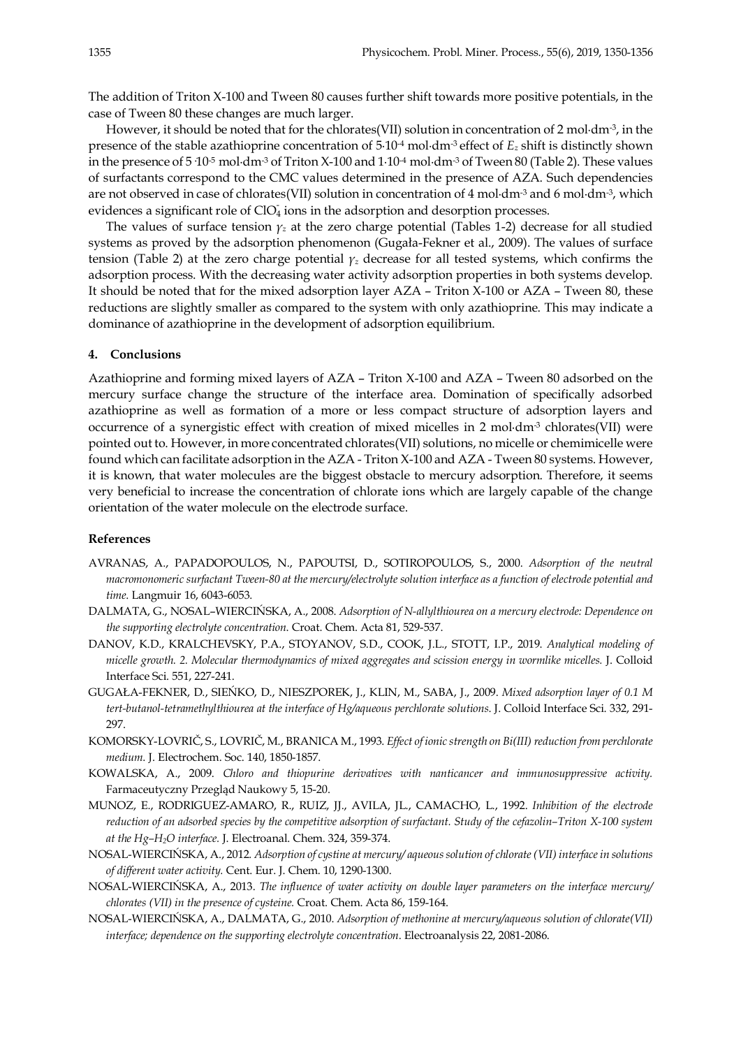The addition of Triton X-100 and Tween 80 causes further shift towards more positive potentials, in the case of Tween 80 these changes are much larger.

However, it should be noted that for the chlorates(VII) solution in concentration of 2 mol·dm$^{-3}$, in the presence of the stable azathioprine concentration of $5 \cdot 10^{-4}$ mol·dm$^{-3}$ effect of $E_z$ shift is distinctly shown in the presence of $5 \cdot 10^{-5}$ mol·dm$^{-3}$ of Triton X-100 and $1 \cdot 10^{-4}$ mol·dm$^{-3}$ of Tween 80 (Table 2). These values of surfactants correspond to the CMC values determined in the presence of AZA. Such dependencies are not observed in case of chlorates(VII) solution in concentration of 4 mol·dm$^{-3}$ and 6 mol·dm$^{-3}$, which evidences a significant role of $ClO_4^-$ ions in the adsorption and desorption processes.

The values of surface tension $\gamma_z$ at the zero charge potential (Tables 1-2) decrease for all studied systems as proved by the adsorption phenomenon (Gugała-Fekner et al., 2009). The values of surface tension (Table 2) at the zero charge potential $\gamma_z$ decrease for all tested systems, which confirms the adsorption process. With the decreasing water activity adsorption properties in both systems develop. It should be noted that for the mixed adsorption layer AZA – Triton X-100 or AZA – Tween 80, these reductions are slightly smaller as compared to the system with only azathioprine. This may indicate a dominance of azathioprine in the development of adsorption equilibrium.

## 4. Conclusions

Azathioprine and forming mixed layers of AZA – Triton X-100 and AZA – Tween 80 adsorbed on the mercury surface change the structure of the interface area. Domination of specifically adsorbed azathioprine as well as formation of a more or less compact structure of adsorption layers and occurrence of a synergistic effect with creation of mixed micelles in 2 mol·dm$^{-3}$ chlorates(VII) were pointed out to. However, in more concentrated chlorates(VII) solutions, no micelle or chemimicelle were found which can facilitate adsorption in the AZA - Triton X-100 and AZA - Tween 80 systems. However, it is known, that water molecules are the biggest obstacle to mercury adsorption. Therefore, it seems very beneficial to increase the concentration of chlorate ions which are largely capable of the change orientation of the water molecule on the electrode surface.

## References

AVRANAS, A., PAPADOPOULOS, N., PAPOUTSI, D., SOTIROPOULOS, S., 2000. *Adsorption of the neutral macromonomeric surfactant Tween-80 at the mercury/electrolyte solution interface as a function of electrode potential and time.* Langmuir 16, 6043-6053.

DALMATA, G., NOSAL–WIERCIŃSKA, A., 2008. *Adsorption of N-allylthiourea on a mercury electrode: Dependence on the supporting electrolyte concentration.* Croat. Chem. Acta 81, 529-537.

DANOV, K.D., KRALCHEVSKY, P.A., STOYANOV, S.D., COOK, J.L., STOTT, I.P., 2019. *Analytical modeling of micelle growth. 2. Molecular thermodynamics of mixed aggregates and scission energy in wormlike micelles.* J. Colloid Interface Sci. 551, 227-241.

GUGAŁA-FEKNER, D., SIEŃKO, D., NIESZPOREK, J., KLIN, M., SABA, J., 2009. *Mixed adsorption layer of 0.1 M tert-butanol-tetramethylthiourea at the interface of Hg/aqueous perchlorate solutions.* J. Colloid Interface Sci. 332, 291-297.

KOMORSKY-LOVRIČ, S., LOVRIČ, M., BRANICA M., 1993. *Effect of ionic strength on Bi(III) reduction from perchlorate medium.* J. Electrochem. Soc. 140, 1850-1857.

KOWALSKA, A., 2009. *Chloro and thiopurine derivatives with nanticancer and immunosuppressive activity.* Farmaceutyczny Przegląd Naukowy 5, 15-20.

MUNOZ, E., RODRIGUEZ-AMARO, R., RUIZ, JJ., AVILA, JL., CAMACHO, L., 1992. *Inhibition of the electrode reduction of an adsorbed species by the competitive adsorption of surfactant. Study of the cefazolin–Triton X-100 system at the Hg–$H_2O$ interface.* J. Electroanal. Chem. 324, 359-374.

NOSAL-WIERCIŃSKA, A., 2012. *Adsorption of cystine at mercury/ aqueous solution of chlorate (VII) interface in solutions of different water activity.* Cent. Eur. J. Chem. 10, 1290-1300.

NOSAL-WIERCIŃSKA, A., 2013. *The influence of water activity on double layer parameters on the interface mercury/ chlorates (VII) in the presence of cysteine.* Croat. Chem. Acta 86, 159-164.

NOSAL-WIERCIŃSKA, A., DALMATA, G., 2010. *Adsorption of methonine at mercury/aqueous solution of chlorate(VII) interface; dependence on the supporting electrolyte concentration*. Electroanalysis 22, 2081-2086.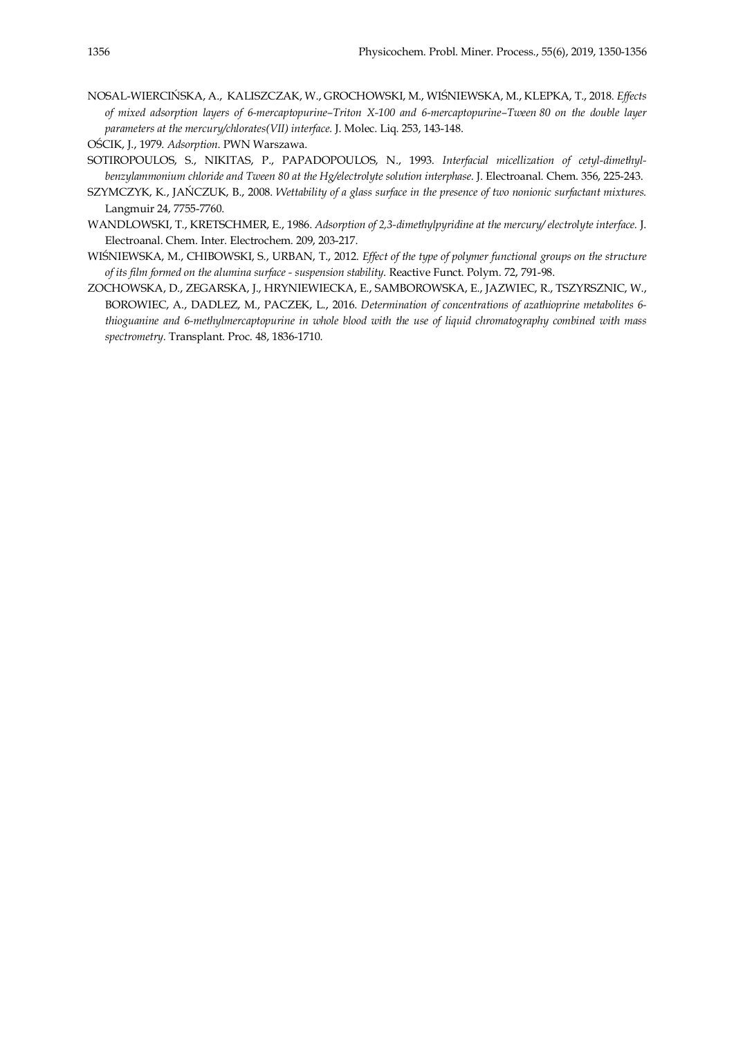NOSAL-WIERCIŃSKA, A., KALISZCZAK, W., GROCHOWSKI, M., WIŚNIEWSKA, M., KLEPKA, T., 2018. *Effects of mixed adsorption layers of 6-mercaptopurine–Triton X-100 and 6-mercaptopurine–Tween 80 on the double layer parameters at the mercury/chlorates(VII) interface.* J. Molec. Liq. 253, 143-148.

OŚCIK, J., 1979. *Adsorption.* PWN Warszawa.

SOTIROPOULOS, S., NIKITAS, P., PAPADOPOULOS, N., 1993. *Interfacial micellization of cetyl-dimethyl-benzylammonium chloride and Tween 80 at the Hg/electrolyte solution interphase.* J. Electroanal. Chem. 356, 225-243.

SZYMCZYK, K., JAŃCZUK, B., 2008. *Wettability of a glass surface in the presence of two nonionic surfactant mixtures.* Langmuir 24, 7755-7760.

WANDLOWSKI, T., KRETSCHMER, E., 1986. *Adsorption of 2,3-dimethylpyridine at the mercury/ electrolyte interface.* J. Electroanal. Chem. Inter. Electrochem. 209, 203-217.

WIŚNIEWSKA, M., CHIBOWSKI, S., URBAN, T., 2012. *Effect of the type of polymer functional groups on the structure of its film formed on the alumina surface - suspension stability.* Reactive Funct. Polym. 72, 791-98.

ZOCHOWSKA, D., ZEGARSKA, J., HRYNIEWIECKA, E., SAMBOROWSKA, E., JAZWIEC, R., TSZYRSZNIC, W., BOROWIEC, A., DADLEZ, M., PACZEK, L., 2016. *Determination of concentrations of azathioprine metabolites 6-thioguanine and 6-methylmercaptopurine in whole blood with the use of liquid chromatography combined with mass spectrometry.* Transplant. Proc. 48, 1836-1710.